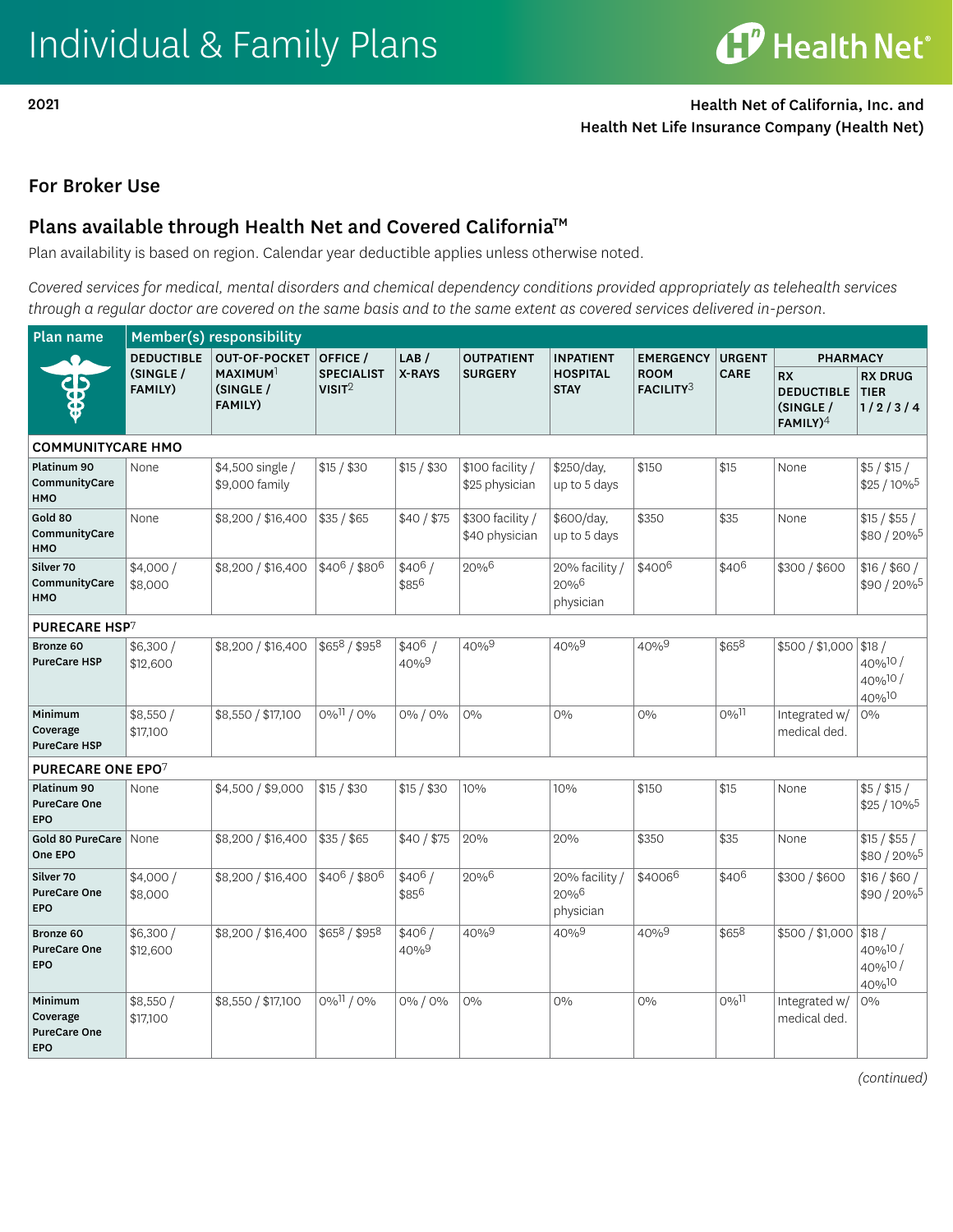# Individual & Family Plans

2021

Health Net of California, Inc. and Health Net Life Insurance Company (Health Net)

## For Broker Use

## Plans available through Health Net and Covered California™

Plan availability is based on region. Calendar year deductible applies unless otherwise noted.

*Covered services for medical, mental disorders and chemical dependency conditions provided appropriately as telehealth services through a regular doctor are covered on the same basis and to the same extent as covered services delivered in-person.*

| Plan name | Member(s) responsibility | | | | | | | | | |
|---|---|---|---|---|---|---|---|---|---|---|
| | DEDUCTIBLE (SINGLE / FAMILY) | OUT-OF-POCKET MAXIMUM[1] (SINGLE / FAMILY) | OFFICE / SPECIALIST VISIT[2] | LAB / X-RAYS | OUTPATIENT SURGERY | INPATIENT HOSPITAL STAY | EMERGENCY ROOM FACILITY[3] | URGENT CARE | PHARMACY: RX DEDUCTIBLE (SINGLE / FAMILY)[4] | PHARMACY: RX DRUG TIER 1 / 2 / 3 / 4 |
| **COMMUNITYCARE HMO** | | | | | | | | | | |
| **Platinum 90 CommunityCare HMO** | None | $4,500 single / $9,000 family | $15 / $30 | $15 / $30 | $100 facility / $25 physician | $250/day, up to 5 days | $150 | $15 | None | $5 / $15 / $25 / 10%[5] |
| **Gold 80 CommunityCare HMO** | None | $8,200 / $16,400 | $35 / $65 | $40 / $75 | $300 facility / $40 physician | $600/day, up to 5 days | $350 | $35 | None | $15 / $55 / $80 / 20%[5] |
| **Silver 70 CommunityCare HMO** | $4,000 / $8,000 | $8,200 / $16,400 | $40[6] / $80[6] | $40[6] / $85[6] | 20%[6] | 20% facility / 20%[6] physician | $400[6] | $40[6] | $300 / $600 | $16 / $60 / $90 / 20%[5] |
| **PURECARE HSP[7]** | | | | | | | | | | |
| **Bronze 60 PureCare HSP** | $6,300 / $12,600 | $8,200 / $16,400 | $65[8] / $95[8] | $40[6] / 40%[9] | 40%[9] | 40%[9] | 40%[9] | $65[8] | $500 / $1,000 | $18 / 40%[10] / 40%[10] / 40%[10] |
| **Minimum Coverage PureCare HSP** | $8,550 / $17,100 | $8,550 / $17,100 | 0%[11] / 0% | 0% / 0% | 0% | 0% | 0% | 0%[11] | Integrated w/ medical ded. | 0% |
| **PURECARE ONE EPO[7]** | | | | | | | | | | |
| **Platinum 90 PureCare One EPO** | None | $4,500 / $9,000 | $15 / $30 | $15 / $30 | 10% | 10% | $150 | $15 | None | $5 / $15 / $25 / 10%[5] |
| **Gold 80 PureCare One EPO** | None | $8,200 / $16,400 | $35 / $65 | $40 / $75 | 20% | 20% | $350 | $35 | None | $15 / $55 / $80 / 20%[5] |
| **Silver 70 PureCare One EPO** | $4,000 / $8,000 | $8,200 / $16,400 | $40[6] / $80[6] | $40[6] / $85[6] | 20%[6] | 20% facility / 20%[6] physician | $4006[6] | $40[6] | $300 / $600 | $16 / $60 / $90 / 20%[5] |
| **Bronze 60 PureCare One EPO** | $6,300 / $12,600 | $8,200 / $16,400 | $65[8] / $95[8] | $40[6] / 40%[9] | 40%[9] | 40%[9] | 40%[9] | $65[8] | $500 / $1,000 | $18 / 40%[10] / 40%[10] / 40%[10] |
| **Minimum Coverage PureCare One EPO** | $8,550 / $17,100 | $8,550 / $17,100 | 0%[11] / 0% | 0% / 0% | 0% | 0% | 0% | 0%[11] | Integrated w/ medical ded. | 0% |

*(continued)*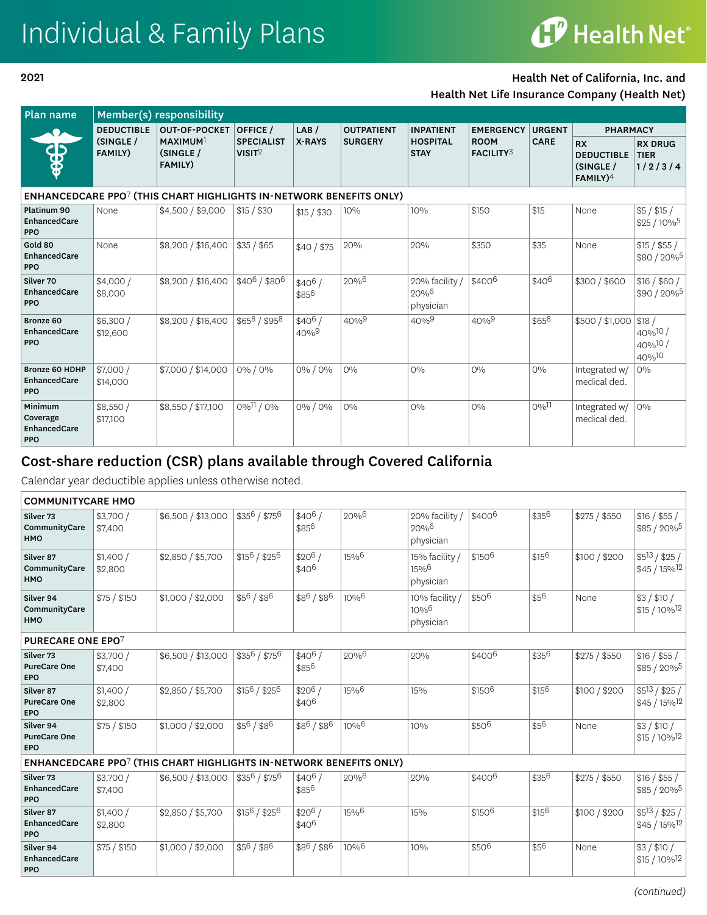# Individual & Family Plans

Health Net

**2021**

**Health Net of California, Inc. and Health Net Life Insurance Company (Health Net)**

| Plan name | Member(s) responsibility | | | | | | | | | |
|---|---|---|---|---|---|---|---|---|---|---|
| | DEDUCTIBLE (SINGLE / FAMILY) | OUT-OF-POCKET MAXIMUM[1] (SINGLE / FAMILY) | OFFICE / SPECIALIST VISIT[2] | LAB / X-RAYS | OUTPATIENT SURGERY | INPATIENT HOSPITAL STAY | EMERGENCY ROOM FACILITY[3] | URGENT CARE | PHARMACY: RX DEDUCTIBLE (SINGLE / FAMILY)[4] | PHARMACY: RX DRUG TIER 1 / 2 / 3 / 4 |
| **ENHANCEDCARE PPO[7] (THIS CHART HIGHLIGHTS IN-NETWORK BENEFITS ONLY)** | | | | | | | | | | |
| **Platinum 90 EnhancedCare PPO** | None | $4,500 / $9,000 | $15 / $30 | $15 / $30 | 10% | 10% | $150 | $15 | None | $5 / $15 / $25 / 10%[5] |
| **Gold 80 EnhancedCare PPO** | None | $8,200 / $16,400 | $35 / $65 | $40 / $75 | 20% | 20% | $350 | $35 | None | $15 / $55 / $80 / 20%[5] |
| **Silver 70 EnhancedCare PPO** | $4,000 / $8,000 | $8,200 / $16,400 | $40[6] / $80[6] | $40[6] / $85[6] | 20%[6] | 20% facility / 20%[6] physician | $400[6] | $40[6] | $300 / $600 | $16 / $60 / $90 / 20%[5] |
| **Bronze 60 EnhancedCare PPO** | $6,300 / $12,600 | $8,200 / $16,400 | $65[8] / $95[8] | $40[6] / 40%[9] | 40%[9] | 40%[9] | 40%[9] | $65[8] | $500 / $1,000 | $18 / 40%[10] / 40%[10] / 40%[10] |
| **Bronze 60 HDHP EnhancedCare PPO** | $7,000 / $14,000 | $7,000 / $14,000 | 0% / 0% | 0% / 0% | 0% | 0% | 0% | 0% | Integrated w/ medical ded. | 0% |
| **Minimum Coverage EnhancedCare PPO** | $8,550 / $17,100 | $8,550 / $17,100 | 0%[11] / 0% | 0% / 0% | 0% | 0% | 0% | 0%[11] | Integrated w/ medical ded. | 0% |

## Cost-share reduction (CSR) plans available through Covered California

Calendar year deductible applies unless otherwise noted.

| Plan name | DEDUCTIBLE (SINGLE / FAMILY) | OUT-OF-POCKET MAXIMUM (SINGLE / FAMILY) | OFFICE / SPECIALIST VISIT | LAB / X-RAYS | OUTPATIENT SURGERY | INPATIENT HOSPITAL STAY | EMERGENCY ROOM FACILITY | URGENT CARE | RX DEDUCTIBLE (SINGLE / FAMILY) | RX DRUG TIER 1 / 2 / 3 / 4 |
|---|---|---|---|---|---|---|---|---|---|---|
| **COMMUNITYCARE HMO** | | | | | | | | | | |
| **Silver 73 CommunityCare HMO** | $3,700 / $7,400 | $6,500 / $13,000 | $35[6] / $75[6] | $40[6] / $85[6] | 20%[6] | 20% facility / 20%[6] physician | $400[6] | $35[6] | $275 / $550 | $16 / $55 / $85 / 20%[5] |
| **Silver 87 CommunityCare HMO** | $1,400 / $2,800 | $2,850 / $5,700 | $15[6] / $25[6] | $20[6] / $40[6] | 15%[6] | 15% facility / 15%[6] physician | $150[6] | $15[6] | $100 / $200 | $5[13] / $25 / $45 / 15%[12] |
| **Silver 94 CommunityCare HMO** | $75 / $150 | $1,000 / $2,000 | $5[6] / $8[6] | $8[6] / $8[6] | 10%[6] | 10% facility / 10%[6] physician | $50[6] | $5[6] | None | $3 / $10 / $15 / 10%[12] |
| **PURECARE ONE EPO[7]** | | | | | | | | | | |
| **Silver 73 PureCare One EPO** | $3,700 / $7,400 | $6,500 / $13,000 | $35[6] / $75[6] | $40[6] / $85[6] | 20%[6] | 20% | $400[6] | $35[6] | $275 / $550 | $16 / $55 / $85 / 20%[5] |
| **Silver 87 PureCare One EPO** | $1,400 / $2,800 | $2,850 / $5,700 | $15[6] / $25[6] | $20[6] / $40[6] | 15%[6] | 15% | $150[6] | $15[6] | $100 / $200 | $5[13] / $25 / $45 / 15%[12] |
| **Silver 94 PureCare One EPO** | $75 / $150 | $1,000 / $2,000 | $5[6] / $8[6] | $8[6] / $8[6] | 10%[6] | 10% | $50[6] | $5[6] | None | $3 / $10 / $15 / 10%[12] |
| **ENHANCEDCARE PPO[7] (THIS CHART HIGHLIGHTS IN-NETWORK BENEFITS ONLY)** | | | | | | | | | | |
| **Silver 73 EnhancedCare PPO** | $3,700 / $7,400 | $6,500 / $13,000 | $35[6] / $75[6] | $40[6] / $85[6] | 20%[6] | 20% | $400[6] | $35[6] | $275 / $550 | $16 / $55 / $85 / 20%[5] |
| **Silver 87 EnhancedCare PPO** | $1,400 / $2,800 | $2,850 / $5,700 | $15[6] / $25[6] | $20[6] / $40[6] | 15%[6] | 15% | $150[6] | $15[6] | $100 / $200 | $5[13] / $25 / $45 / 15%[12] |
| **Silver 94 EnhancedCare PPO** | $75 / $150 | $1,000 / $2,000 | $5[6] / $8[6] | $8[6] / $8[6] | 10%[6] | 10% | $50[6] | $5[6] | None | $3 / $10 / $15 / 10%[12] |

*(continued)*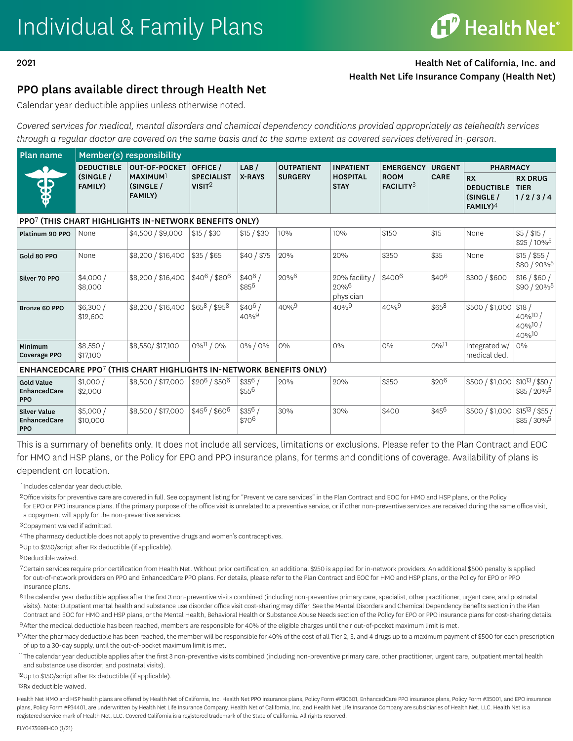# Individual & Family Plans

**2021**

**Health Net of California, Inc. and Health Net Life Insurance Company (Health Net)**

## PPO plans available direct through Health Net

Calendar year deductible applies unless otherwise noted.

*Covered services for medical, mental disorders and chemical dependency conditions provided appropriately as telehealth services through a regular doctor are covered on the same basis and to the same extent as covered services delivered in-person.*

| Plan name | Member(s) responsibility | | | | | | | | | |
|---|---|---|---|---|---|---|---|---|---|---|
| | DEDUCTIBLE (SINGLE / FAMILY) | OUT-OF-POCKET MAXIMUM[1] (SINGLE / FAMILY) | OFFICE / SPECIALIST VISIT[2] | LAB / X-RAYS | OUTPATIENT SURGERY | INPATIENT HOSPITAL STAY | EMERGENCY ROOM FACILITY[3] | URGENT CARE | PHARMACY: RX DEDUCTIBLE (SINGLE / FAMILY)[4] | PHARMACY: RX DRUG TIER 1 / 2 / 3 / 4 |
| **PPO[7] (THIS CHART HIGHLIGHTS IN-NETWORK BENEFITS ONLY)** | | | | | | | | | | |
| **Platinum 90 PPO** | None | $4,500 / $9,000 | $15 / $30 | $15 / $30 | 10% | 10% | $150 | $15 | None | $5 / $15 / $25 / 10%[5] |
| **Gold 80 PPO** | None | $8,200 / $16,400 | $35 / $65 | $40 / $75 | 20% | 20% | $350 | $35 | None | $15 / $55 / $80 / 20%[5] |
| **Silver 70 PPO** | $4,000 / $8,000 | $8,200 / $16,400 | $40[6] / $80[6] | $40[6] / $85[6] | 20%[6] | 20% facility / 20%[6] physician | $400[6] | $40[6] | $300 / $600 | $16 / $60 / $90 / 20%[5] |
| **Bronze 60 PPO** | $6,300 / $12,600 | $8,200 / $16,400 | $65[8] / $95[8] | $40[6] / 40%[9] | 40%[9] | 40%[9] | 40%[9] | $65[8] | $500 / $1,000 | $18 / 40%[10] / 40%[10] / 40%[10] |
| **Minimum Coverage PPO** | $8,550 / $17,100 | $8,550/ $17,100 | 0%[11] / 0% | 0% / 0% | 0% | 0% | 0% | 0%[11] | Integrated w/ medical ded. | 0% |
| **ENHANCEDCARE PPO[7] (THIS CHART HIGHLIGHTS IN-NETWORK BENEFITS ONLY)** | | | | | | | | | | |
| **Gold Value EnhancedCare PPO** | $1,000 / $2,000 | $8,500 / $17,000 | $20[6] / $50[6] | $35[6] / $55[6] | 20% | 20% | $350 | $20[6] | $500 / $1,000 | $10[13] / $50 / $85 / 20%[5] |
| **Silver Value EnhancedCare PPO** | $5,000 / $10,000 | $8,500 / $17,000 | $45[6] / $60[6] | $35[6] / $70[6] | 30% | 30% | $400 | $45[6] | $500 / $1,000 | $15[13] / $55 / $85 / 30%[5] |

This is a summary of benefits only. It does not include all services, limitations or exclusions. Please refer to the Plan Contract and EOC for HMO and HSP plans, or the Policy for EPO and PPO insurance plans, for terms and conditions of coverage. Availability of plans is dependent on location.

[1]Includes calendar year deductible.

[2]Office visits for preventive care are covered in full. See copayment listing for "Preventive care services" in the Plan Contract and EOC for HMO and HSP plans, or the Policy for EPO or PPO insurance plans. If the primary purpose of the office visit is unrelated to a preventive service, or if other non-preventive services are received during the same office visit, a copayment will apply for the non-preventive services.

[3]Copayment waived if admitted.

[4]The pharmacy deductible does not apply to preventive drugs and women's contraceptives.

[5]Up to $250/script after Rx deductible (if applicable).

[6]Deductible waived.

[7]Certain services require prior certification from Health Net. Without prior certification, an additional $250 is applied for in-network providers. An additional $500 penalty is applied for out-of-network providers on PPO and EnhancedCare PPO plans. For details, please refer to the Plan Contract and EOC for HMO and HSP plans, or the Policy for EPO or PPO insurance plans.

[8]The calendar year deductible applies after the first 3 non-preventive visits combined (including non-preventive primary care, specialist, other practitioner, urgent care, and postnatal visits). Note: Outpatient mental health and substance use disorder office visit cost-sharing may differ. See the Mental Disorders and Chemical Dependency Benefits section in the Plan Contract and EOC for HMO and HSP plans, or the Mental Health, Behavioral Health or Substance Abuse Needs section of the Policy for EPO or PPO insurance plans for cost-sharing details.

[9]After the medical deductible has been reached, members are responsible for 40% of the eligible charges until their out-of-pocket maximum limit is met.

[10]After the pharmacy deductible has been reached, the member will be responsible for 40% of the cost of all Tier 2, 3, and 4 drugs up to a maximum payment of $500 for each prescription of up to a 30-day supply, until the out-of-pocket maximum limit is met.

[11]The calendar year deductible applies after the first 3 non-preventive visits combined (including non-preventive primary care, other practitioner, urgent care, outpatient mental health and substance use disorder, and postnatal visits).

[12]Up to $150/script after Rx deductible (if applicable).

[13]Rx deductible waived.

Health Net HMO and HSP health plans are offered by Health Net of California, Inc. Health Net PPO insurance plans, Policy Form #P30601, EnhancedCare PPO insurance plans, Policy Form #35001, and EPO insurance plans, Policy Form #P34401, are underwritten by Health Net Life Insurance Company. Health Net of California, Inc. and Health Net Life Insurance Company are subsidiaries of Health Net, LLC. Health Net is a registered service mark of Health Net, LLC. Covered California is a registered trademark of the State of California. All rights reserved.

FLY047569EH00 (1/21)